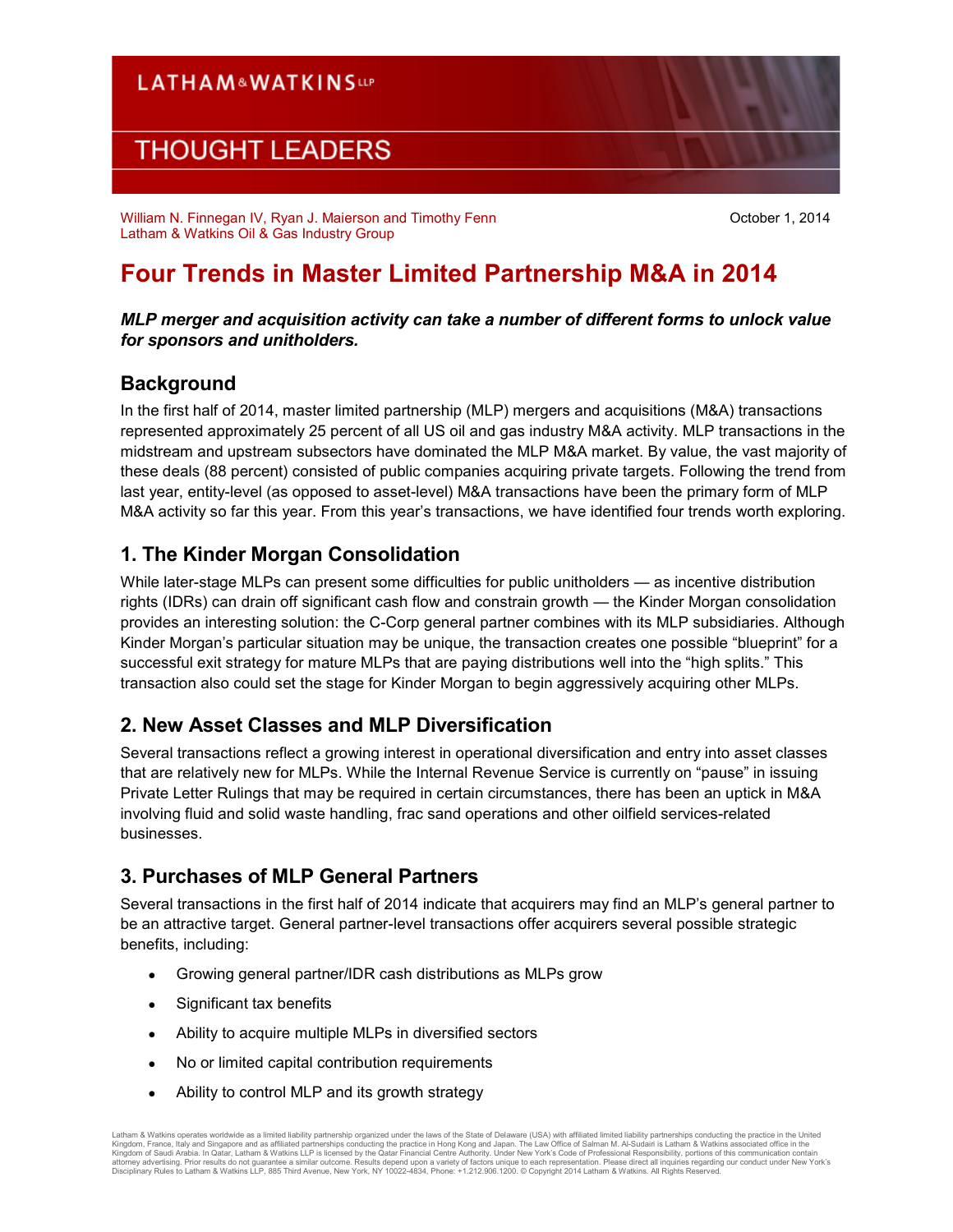LATHAM & WATKINS LLP

THOUGHT LEADERS

William N. Finnegan IV, Ryan J. Maierson and Timothy Fenn
Latham & Watkins Oil & Gas Industry Group

October 1, 2014

# Four Trends in Master Limited Partnership M&A in 2014

***MLP merger and acquisition activity can take a number of different forms to unlock value for sponsors and unitholders.***

## Background

In the first half of 2014, master limited partnership (MLP) mergers and acquisitions (M&A) transactions represented approximately 25 percent of all US oil and gas industry M&A activity. MLP transactions in the midstream and upstream subsectors have dominated the MLP M&A market. By value, the vast majority of these deals (88 percent) consisted of public companies acquiring private targets. Following the trend from last year, entity-level (as opposed to asset-level) M&A transactions have been the primary form of MLP M&A activity so far this year. From this year's transactions, we have identified four trends worth exploring.

## 1. The Kinder Morgan Consolidation

While later-stage MLPs can present some difficulties for public unitholders — as incentive distribution rights (IDRs) can drain off significant cash flow and constrain growth — the Kinder Morgan consolidation provides an interesting solution: the C-Corp general partner combines with its MLP subsidiaries. Although Kinder Morgan's particular situation may be unique, the transaction creates one possible "blueprint" for a successful exit strategy for mature MLPs that are paying distributions well into the "high splits." This transaction also could set the stage for Kinder Morgan to begin aggressively acquiring other MLPs.

## 2. New Asset Classes and MLP Diversification

Several transactions reflect a growing interest in operational diversification and entry into asset classes that are relatively new for MLPs. While the Internal Revenue Service is currently on "pause" in issuing Private Letter Rulings that may be required in certain circumstances, there has been an uptick in M&A involving fluid and solid waste handling, frac sand operations and other oilfield services-related businesses.

## 3. Purchases of MLP General Partners

Several transactions in the first half of 2014 indicate that acquirers may find an MLP's general partner to be an attractive target. General partner-level transactions offer acquirers several possible strategic benefits, including:

- Growing general partner/IDR cash distributions as MLPs grow
- Significant tax benefits
- Ability to acquire multiple MLPs in diversified sectors
- No or limited capital contribution requirements
- Ability to control MLP and its growth strategy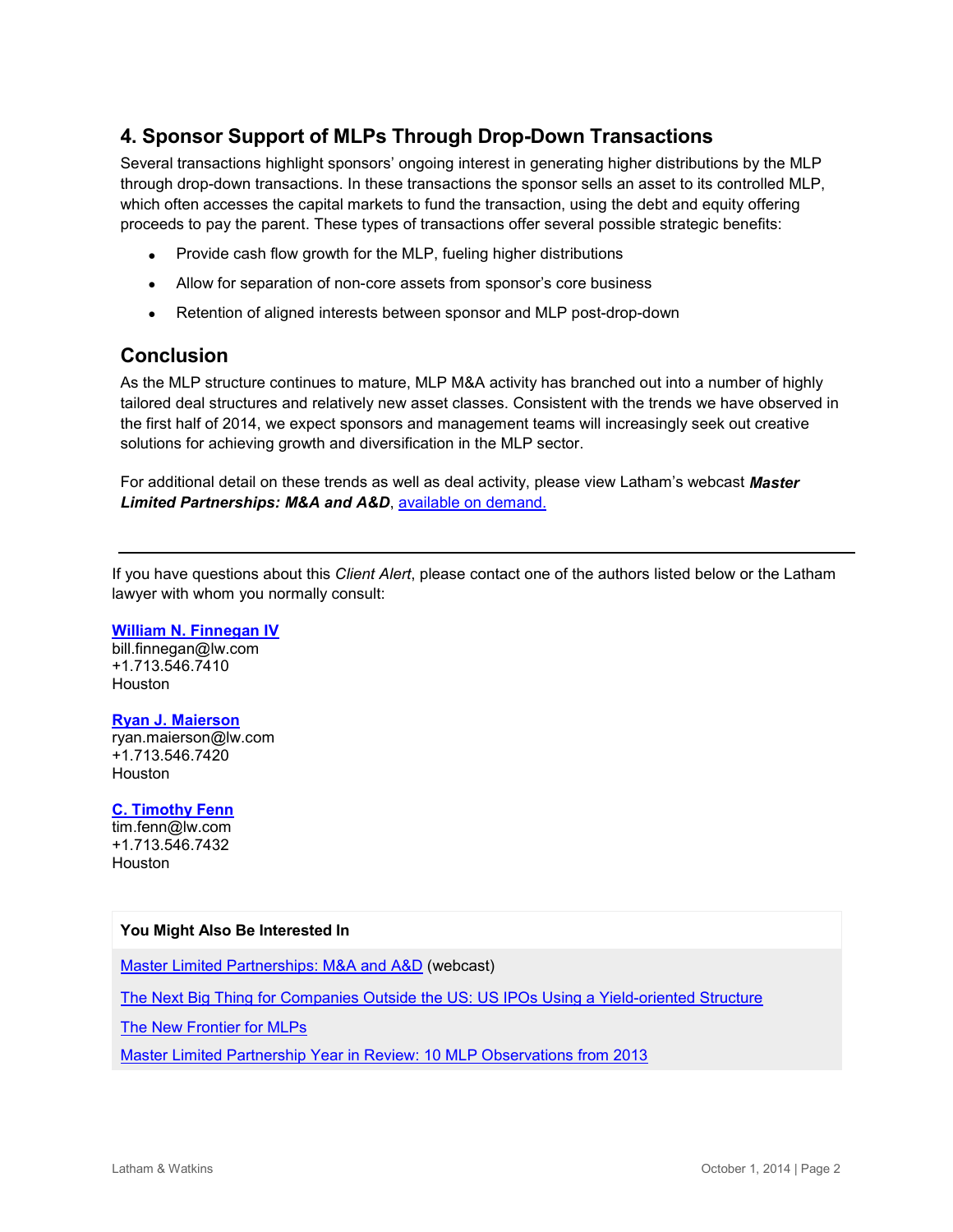## 4. Sponsor Support of MLPs Through Drop-Down Transactions

Several transactions highlight sponsors' ongoing interest in generating higher distributions by the MLP through drop-down transactions. In these transactions the sponsor sells an asset to its controlled MLP, which often accesses the capital markets to fund the transaction, using the debt and equity offering proceeds to pay the parent. These types of transactions offer several possible strategic benefits:

- Provide cash flow growth for the MLP, fueling higher distributions
- Allow for separation of non-core assets from sponsor's core business
- Retention of aligned interests between sponsor and MLP post-drop-down

## Conclusion

As the MLP structure continues to mature, MLP M&A activity has branched out into a number of highly tailored deal structures and relatively new asset classes. Consistent with the trends we have observed in the first half of 2014, we expect sponsors and management teams will increasingly seek out creative solutions for achieving growth and diversification in the MLP sector.

For additional detail on these trends as well as deal activity, please view Latham's webcast ***Master Limited Partnerships: M&A and A&D***, available on demand.

---

If you have questions about this *Client Alert*, please contact one of the authors listed below or the Latham lawyer with whom you normally consult:

**William N. Finnegan IV**
bill.finnegan@lw.com
+1.713.546.7410
Houston

**Ryan J. Maierson**
ryan.maierson@lw.com
+1.713.546.7420
Houston

**C. Timothy Fenn**
tim.fenn@lw.com
+1.713.546.7432
Houston

**You Might Also Be Interested In**

Master Limited Partnerships: M&A and A&D (webcast)

The Next Big Thing for Companies Outside the US: US IPOs Using a Yield-oriented Structure

The New Frontier for MLPs

Master Limited Partnership Year in Review: 10 MLP Observations from 2013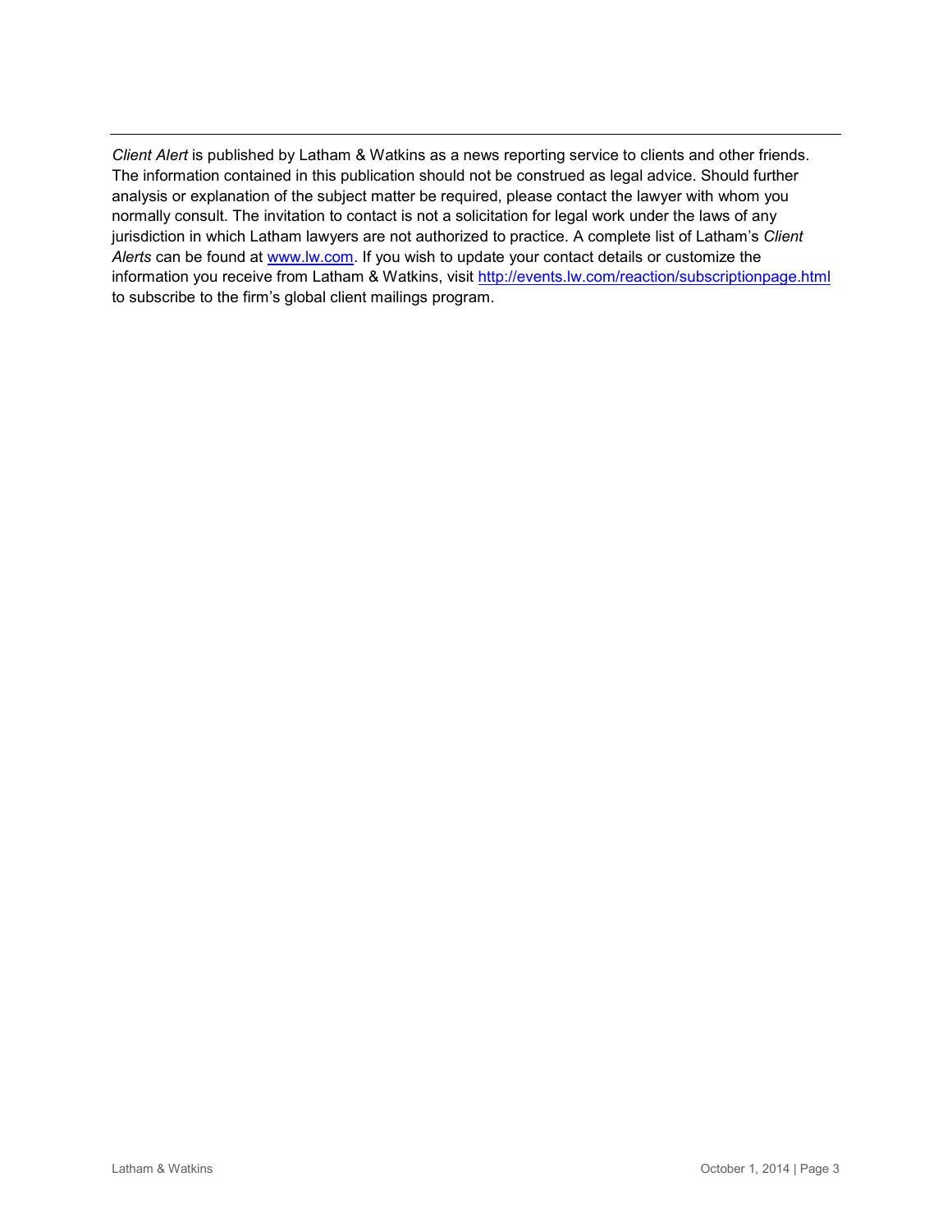*Client Alert* is published by Latham & Watkins as a news reporting service to clients and other friends. The information contained in this publication should not be construed as legal advice. Should further analysis or explanation of the subject matter be required, please contact the lawyer with whom you normally consult. The invitation to contact is not a solicitation for legal work under the laws of any jurisdiction in which Latham lawyers are not authorized to practice. A complete list of Latham's *Client Alerts* can be found at [www.lw.com](http://www.lw.com). If you wish to update your contact details or customize the information you receive from Latham & Watkins, visit [http://events.lw.com/reaction/subscriptionpage.html](http://events.lw.com/reaction/subscriptionpage.html) to subscribe to the firm's global client mailings program.